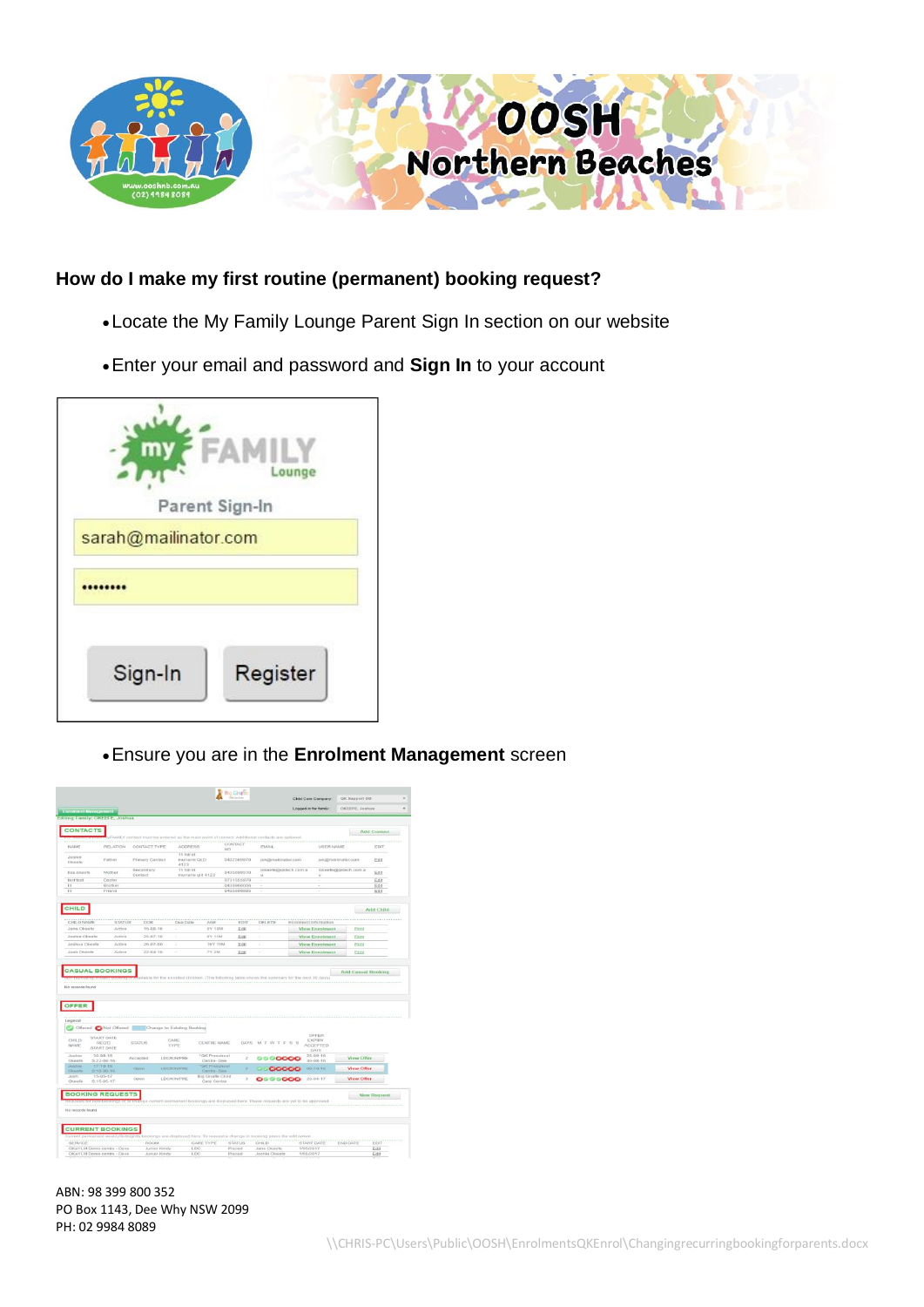## How do I make my first routine (permanent) booking request?

- Locate the My Family Lounge Parent Sign In section on our website
- Enter your email and password and **Sign In** to your account
- Ensure you are in the **Enrolment Management** screen

ABN: 98 399 800 352
PO Box 1143, Dee Why NSW 2099
PH: 02 9984 8089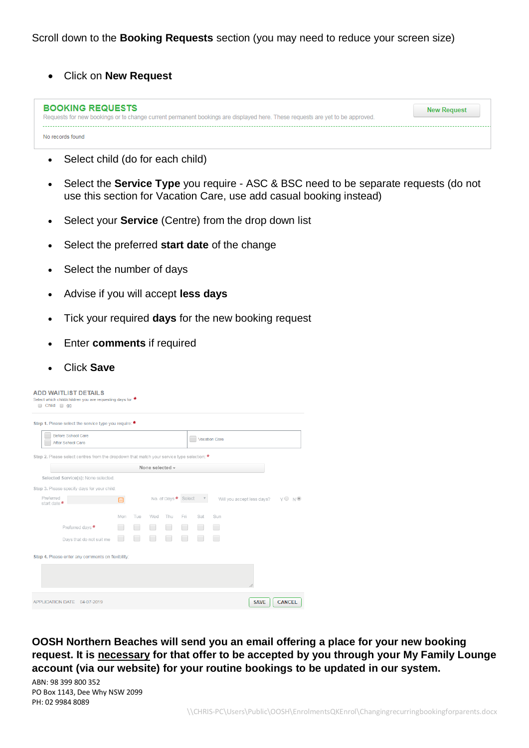Scroll down to the **Booking Requests** section (you may need to reduce your screen size)

- Click on **New Request**

BOOKING REQUESTS

Requests for new bookings or to change current permanent bookings are displayed here. These requests are yet to be approved.

New Request

No records found

- Select child (do for each child)
- Select the **Service Type** you require - ASC & BSC need to be separate requests (do not use this section for Vacation Care, use add casual booking instead)
- Select your **Service** (Centre) from the drop down list
- Select the preferred **start date** of the change
- Select the number of days
- Advise if you will accept **less days**
- Tick your required **days** for the new booking request
- Enter **comments** if required
- Click **Save**

ADD WAITLIST DETAILS

Select which child/children you are requesting days for *

Child gg

Step 1. Please select the service type you require: *

Before School Care
After School Care
Vacation Care

Step 2. Please select centres from the dropdown that match your service type selection: *

None selected

Selected Service(s): None selected

Step 3. Please specify days for your child:

Preferred start date *

No. of Days * Select

Will you accept less days? Y N

| | Mon | Tue | Wed | Thu | Fri | Sat | Sun |
|---|---|---|---|---|---|---|---|
| Preferred days * | | | | | | | |
| Days that do not suit me | | | | | | | |

Step 4. Please enter any comments on flexibility:

APPLICATION DATE 04-07-2019

SAVE CANCEL

**OOSH Northern Beaches will send you an email offering a place for your new booking request. It is <u>necessary</u> for that offer to be accepted by you through your My Family Lounge account (via our website) for your routine bookings to be updated in our system.**

ABN: 98 399 800 352
PO Box 1143, Dee Why NSW 2099
PH: 02 9984 8089

\\CHRIS-PC\Users\Public\OOSH\EnrolmentsQKEnrol\Changingrecurringbookingforparents.docx